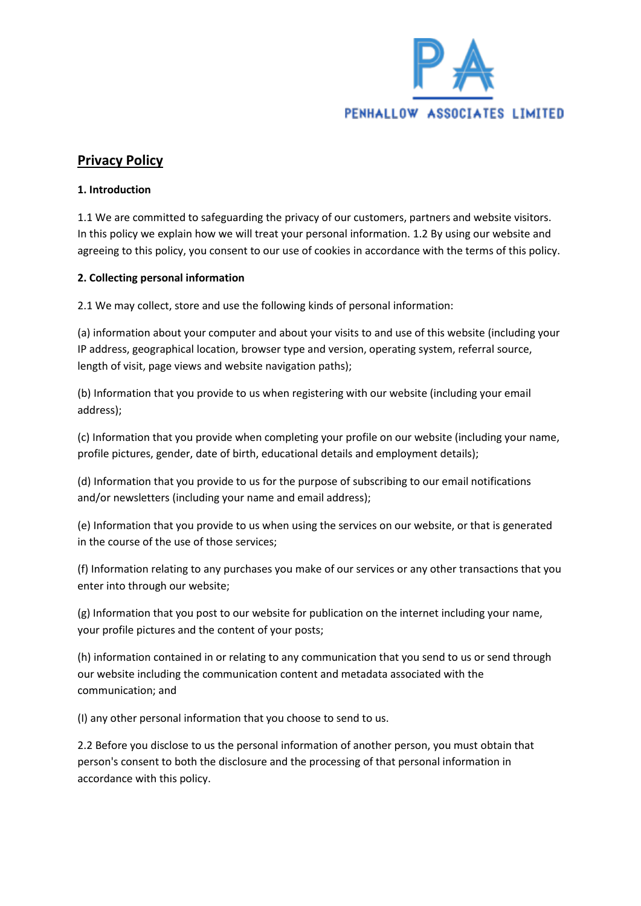PENHALLOW ASSOCIATES LIMITED

## Privacy Policy

**1. Introduction**

1.1 We are committed to safeguarding the privacy of our customers, partners and website visitors. In this policy we explain how we will treat your personal information. 1.2 By using our website and agreeing to this policy, you consent to our use of cookies in accordance with the terms of this policy.

**2. Collecting personal information**

2.1 We may collect, store and use the following kinds of personal information:

(a) information about your computer and about your visits to and use of this website (including your IP address, geographical location, browser type and version, operating system, referral source, length of visit, page views and website navigation paths);

(b) Information that you provide to us when registering with our website (including your email address);

(c) Information that you provide when completing your profile on our website (including your name, profile pictures, gender, date of birth, educational details and employment details);

(d) Information that you provide to us for the purpose of subscribing to our email notifications and/or newsletters (including your name and email address);

(e) Information that you provide to us when using the services on our website, or that is generated in the course of the use of those services;

(f) Information relating to any purchases you make of our services or any other transactions that you enter into through our website;

(g) Information that you post to our website for publication on the internet including your name, your profile pictures and the content of your posts;

(h) information contained in or relating to any communication that you send to us or send through our website including the communication content and metadata associated with the communication; and

(I) any other personal information that you choose to send to us.

2.2 Before you disclose to us the personal information of another person, you must obtain that person's consent to both the disclosure and the processing of that personal information in accordance with this policy.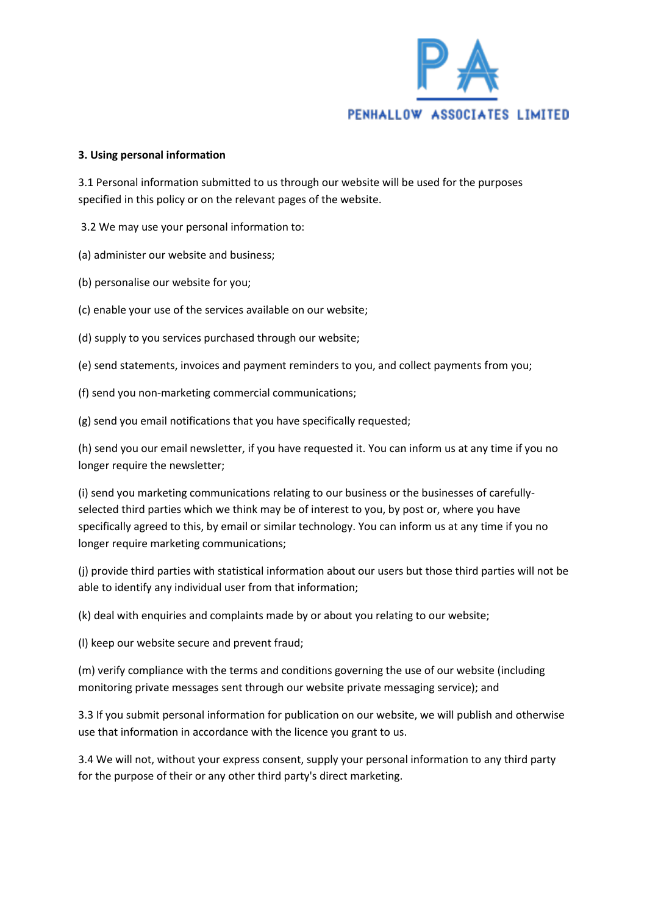**3. Using personal information**

3.1 Personal information submitted to us through our website will be used for the purposes specified in this policy or on the relevant pages of the website.

3.2 We may use your personal information to:

(a) administer our website and business;

(b) personalise our website for you;

(c) enable your use of the services available on our website;

(d) supply to you services purchased through our website;

(e) send statements, invoices and payment reminders to you, and collect payments from you;

(f) send you non-marketing commercial communications;

(g) send you email notifications that you have specifically requested;

(h) send you our email newsletter, if you have requested it. You can inform us at any time if you no longer require the newsletter;

(i) send you marketing communications relating to our business or the businesses of carefully-selected third parties which we think may be of interest to you, by post or, where you have specifically agreed to this, by email or similar technology. You can inform us at any time if you no longer require marketing communications;

(j) provide third parties with statistical information about our users but those third parties will not be able to identify any individual user from that information;

(k) deal with enquiries and complaints made by or about you relating to our website;

(l) keep our website secure and prevent fraud;

(m) verify compliance with the terms and conditions governing the use of our website (including monitoring private messages sent through our website private messaging service); and

3.3 If you submit personal information for publication on our website, we will publish and otherwise use that information in accordance with the licence you grant to us.

3.4 We will not, without your express consent, supply your personal information to any third party for the purpose of their or any other third party's direct marketing.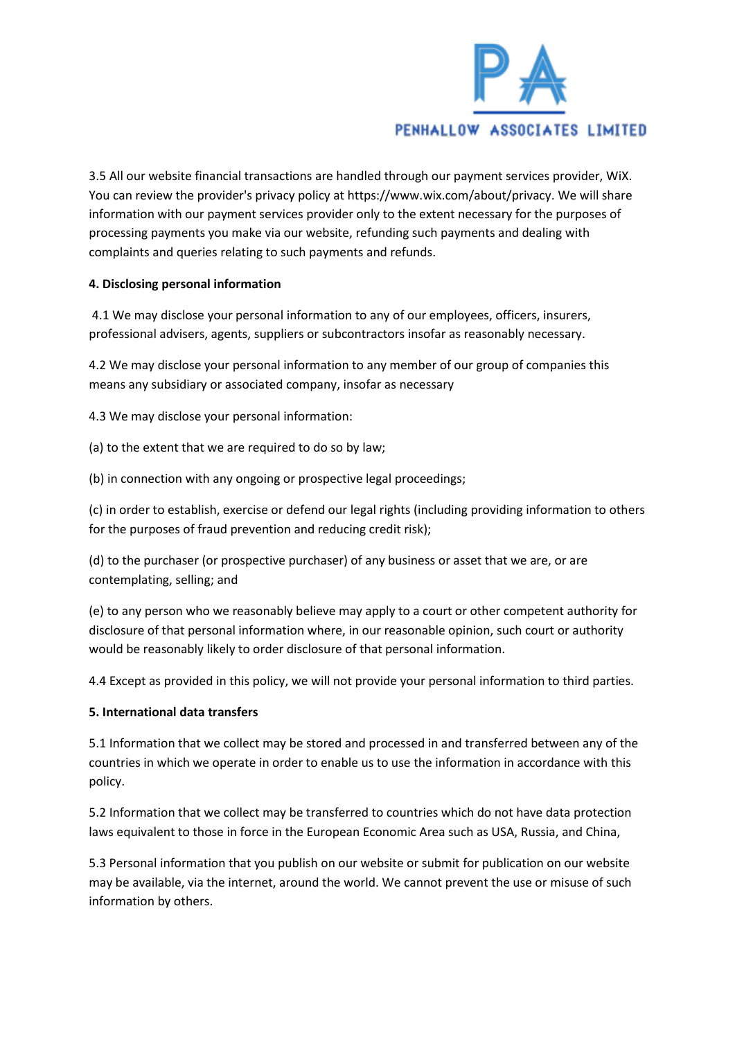3.5 All our website financial transactions are handled through our payment services provider, WiX. You can review the provider's privacy policy at https://www.wix.com/about/privacy. We will share information with our payment services provider only to the extent necessary for the purposes of processing payments you make via our website, refunding such payments and dealing with complaints and queries relating to such payments and refunds.

**4. Disclosing personal information**

4.1 We may disclose your personal information to any of our employees, officers, insurers, professional advisers, agents, suppliers or subcontractors insofar as reasonably necessary.

4.2 We may disclose your personal information to any member of our group of companies this means any subsidiary or associated company, insofar as necessary

4.3 We may disclose your personal information:

(a) to the extent that we are required to do so by law;

(b) in connection with any ongoing or prospective legal proceedings;

(c) in order to establish, exercise or defend our legal rights (including providing information to others for the purposes of fraud prevention and reducing credit risk);

(d) to the purchaser (or prospective purchaser) of any business or asset that we are, or are contemplating, selling; and

(e) to any person who we reasonably believe may apply to a court or other competent authority for disclosure of that personal information where, in our reasonable opinion, such court or authority would be reasonably likely to order disclosure of that personal information.

4.4 Except as provided in this policy, we will not provide your personal information to third parties.

**5. International data transfers**

5.1 Information that we collect may be stored and processed in and transferred between any of the countries in which we operate in order to enable us to use the information in accordance with this policy.

5.2 Information that we collect may be transferred to countries which do not have data protection laws equivalent to those in force in the European Economic Area such as USA, Russia, and China,

5.3 Personal information that you publish on our website or submit for publication on our website may be available, via the internet, around the world. We cannot prevent the use or misuse of such information by others.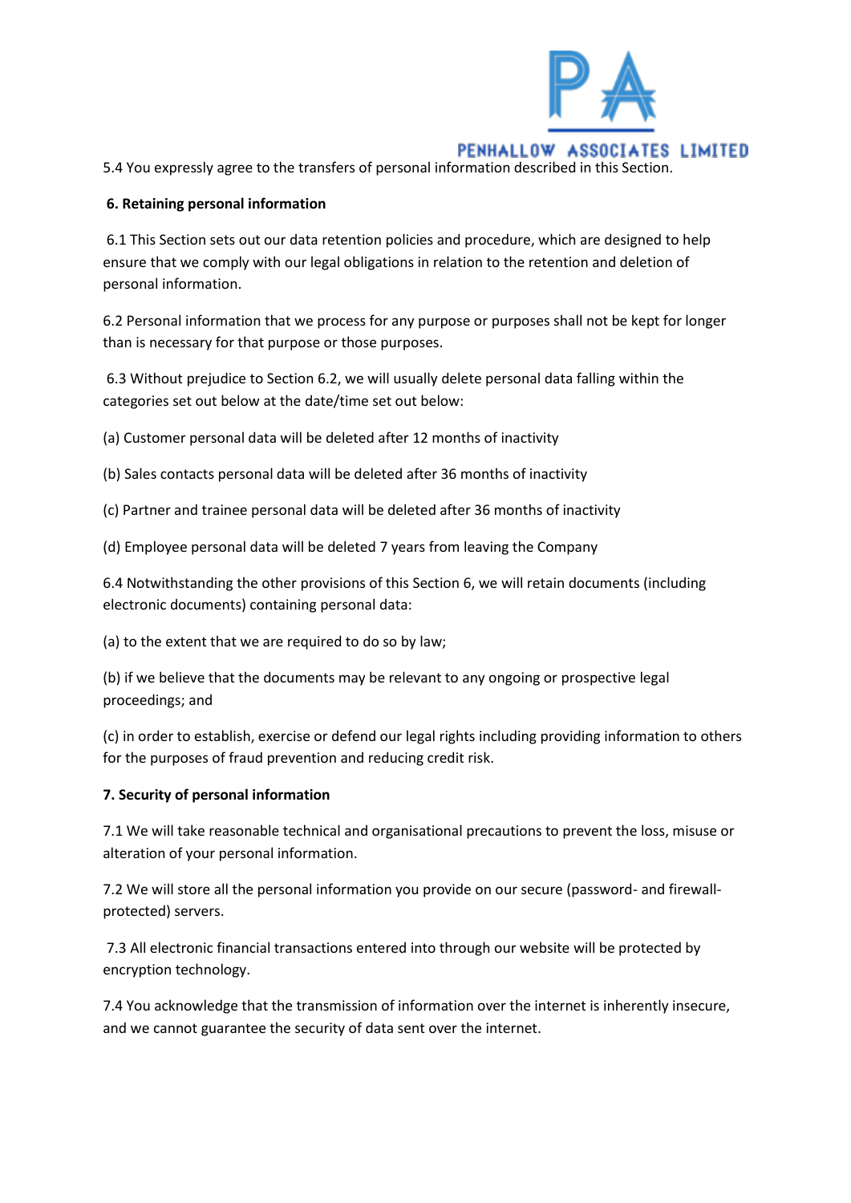5.4 You expressly agree to the transfers of personal information described in this Section.

**6. Retaining personal information**

6.1 This Section sets out our data retention policies and procedure, which are designed to help ensure that we comply with our legal obligations in relation to the retention and deletion of personal information.

6.2 Personal information that we process for any purpose or purposes shall not be kept for longer than is necessary for that purpose or those purposes.

6.3 Without prejudice to Section 6.2, we will usually delete personal data falling within the categories set out below at the date/time set out below:

(a) Customer personal data will be deleted after 12 months of inactivity

(b) Sales contacts personal data will be deleted after 36 months of inactivity

(c) Partner and trainee personal data will be deleted after 36 months of inactivity

(d) Employee personal data will be deleted 7 years from leaving the Company

6.4 Notwithstanding the other provisions of this Section 6, we will retain documents (including electronic documents) containing personal data:

(a) to the extent that we are required to do so by law;

(b) if we believe that the documents may be relevant to any ongoing or prospective legal proceedings; and

(c) in order to establish, exercise or defend our legal rights including providing information to others for the purposes of fraud prevention and reducing credit risk.

**7. Security of personal information**

7.1 We will take reasonable technical and organisational precautions to prevent the loss, misuse or alteration of your personal information.

7.2 We will store all the personal information you provide on our secure (password- and firewall-protected) servers.

7.3 All electronic financial transactions entered into through our website will be protected by encryption technology.

7.4 You acknowledge that the transmission of information over the internet is inherently insecure, and we cannot guarantee the security of data sent over the internet.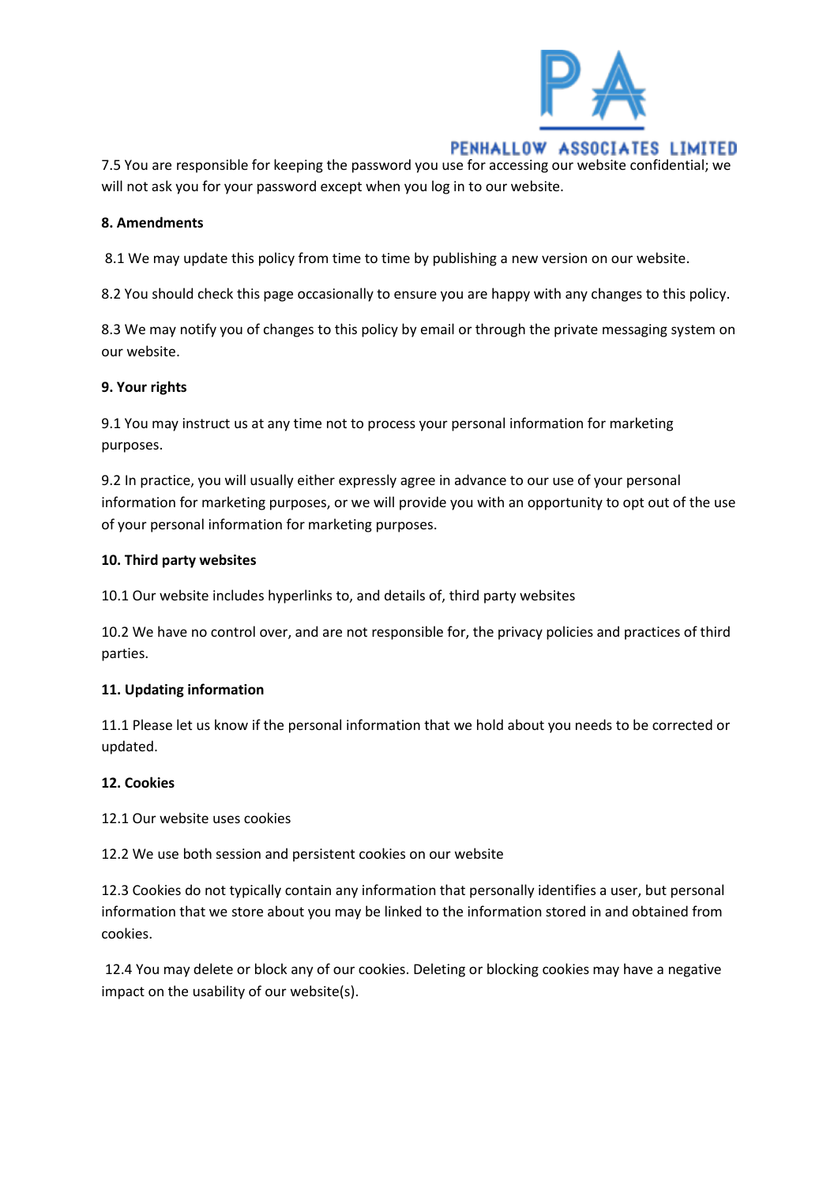7.5 You are responsible for keeping the password you use for accessing our website confidential; we will not ask you for your password except when you log in to our website.

**8. Amendments**

8.1 We may update this policy from time to time by publishing a new version on our website.

8.2 You should check this page occasionally to ensure you are happy with any changes to this policy.

8.3 We may notify you of changes to this policy by email or through the private messaging system on our website.

**9. Your rights**

9.1 You may instruct us at any time not to process your personal information for marketing purposes.

9.2 In practice, you will usually either expressly agree in advance to our use of your personal information for marketing purposes, or we will provide you with an opportunity to opt out of the use of your personal information for marketing purposes.

**10. Third party websites**

10.1 Our website includes hyperlinks to, and details of, third party websites

10.2 We have no control over, and are not responsible for, the privacy policies and practices of third parties.

**11. Updating information**

11.1 Please let us know if the personal information that we hold about you needs to be corrected or updated.

**12. Cookies**

12.1 Our website uses cookies

12.2 We use both session and persistent cookies on our website

12.3 Cookies do not typically contain any information that personally identifies a user, but personal information that we store about you may be linked to the information stored in and obtained from cookies.

12.4 You may delete or block any of our cookies. Deleting or blocking cookies may have a negative impact on the usability of our website(s).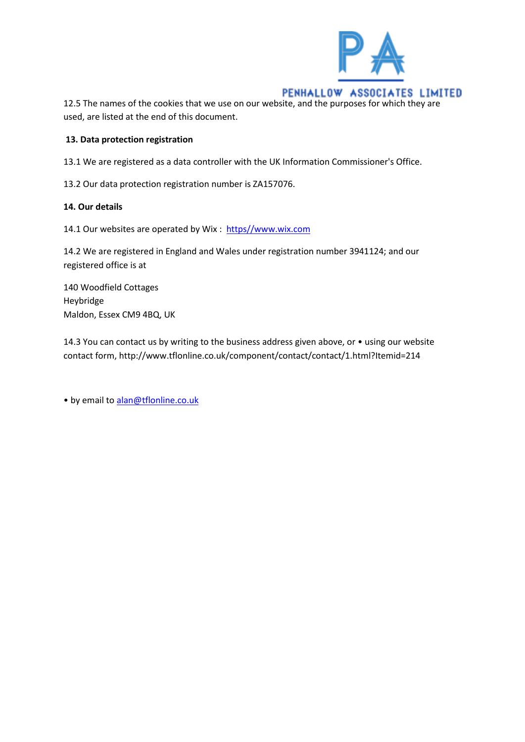12.5 The names of the cookies that we use on our website, and the purposes for which they are used, are listed at the end of this document.

**13. Data protection registration**

13.1 We are registered as a data controller with the UK Information Commissioner's Office.

13.2 Our data protection registration number is ZA157076.

**14. Our details**

14.1 Our websites are operated by Wix : https//www.wix.com

14.2 We are registered in England and Wales under registration number 3941124; and our registered office is at

140 Woodfield Cottages
Heybridge
Maldon, Essex CM9 4BQ, UK

14.3 You can contact us by writing to the business address given above, or • using our website contact form, http://www.tflonline.co.uk/component/contact/contact/1.html?Itemid=214

• by email to alan@tflonline.co.uk